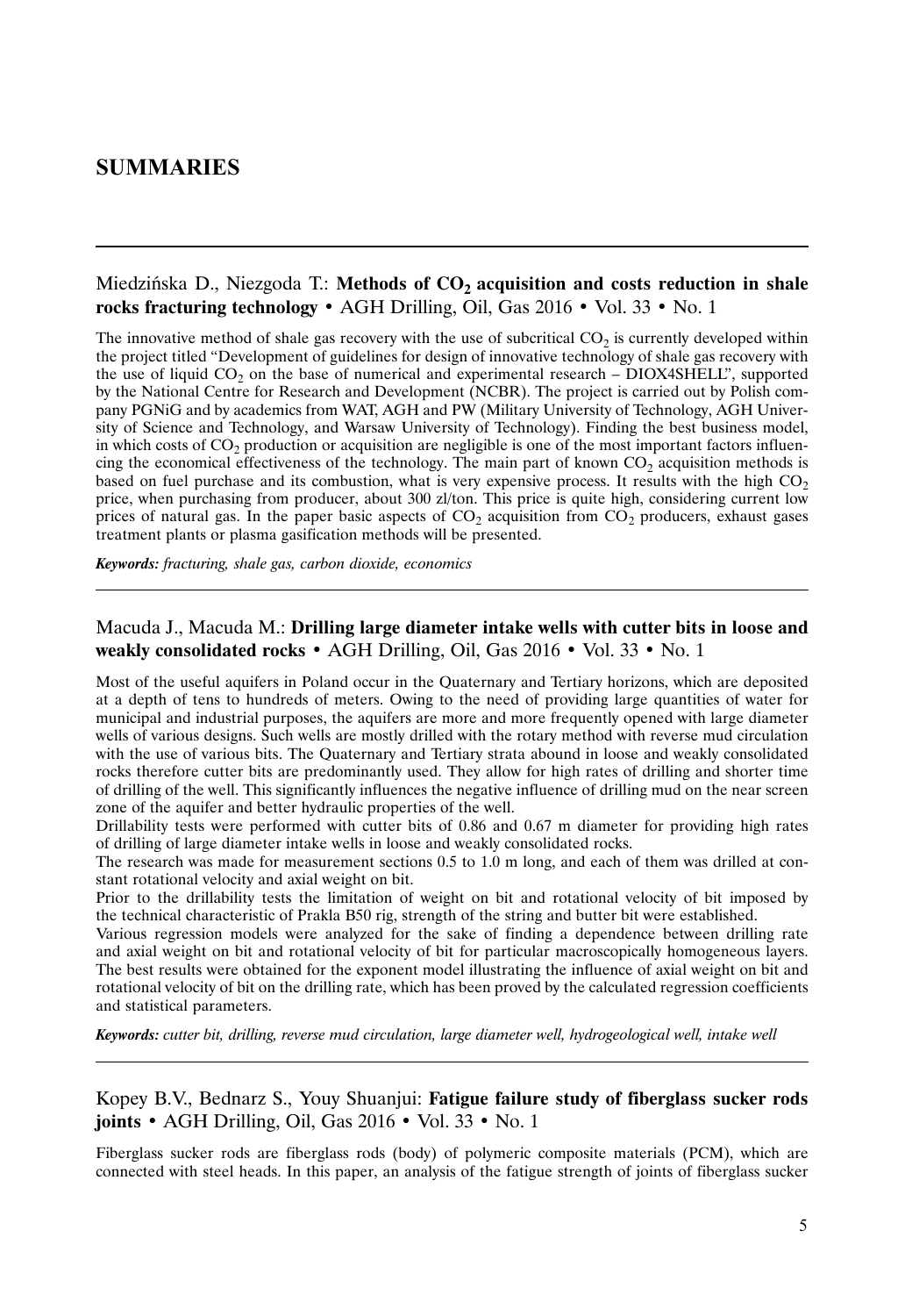# SUMMARIES

---

Miedzińska D., Niezgoda T.: **Methods of $CO_2$ acquisition and costs reduction in shale rocks fracturing technology** • AGH Drilling, Oil, Gas 2016 • Vol. 33 • No. 1

The innovative method of shale gas recovery with the use of subcritical $CO_2$ is currently developed within the project titled "Development of guidelines for design of innovative technology of shale gas recovery with the use of liquid $CO_2$ on the base of numerical and experimental research – DIOX4SHELL", supported by the National Centre for Research and Development (NCBR). The project is carried out by Polish company PGNiG and by academics from WAT, AGH and PW (Military University of Technology, AGH University of Science and Technology, and Warsaw University of Technology). Finding the best business model, in which costs of $CO_2$ production or acquisition are negligible is one of the most important factors influencing the economical effectiveness of the technology. The main part of known $CO_2$ acquisition methods is based on fuel purchase and its combustion, what is very expensive process. It results with the high $CO_2$ price, when purchasing from producer, about 300 zl/ton. This price is quite high, considering current low prices of natural gas. In the paper basic aspects of $CO_2$ acquisition from $CO_2$ producers, exhaust gases treatment plants or plasma gasification methods will be presented.

***Keywords:*** *fracturing, shale gas, carbon dioxide, economics*

---

Macuda J., Macuda M.: **Drilling large diameter intake wells with cutter bits in loose and weakly consolidated rocks** • AGH Drilling, Oil, Gas 2016 • Vol. 33 • No. 1

Most of the useful aquifers in Poland occur in the Quaternary and Tertiary horizons, which are deposited at a depth of tens to hundreds of meters. Owing to the need of providing large quantities of water for municipal and industrial purposes, the aquifers are more and more frequently opened with large diameter wells of various designs. Such wells are mostly drilled with the rotary method with reverse mud circulation with the use of various bits. The Quaternary and Tertiary strata abound in loose and weakly consolidated rocks therefore cutter bits are predominantly used. They allow for high rates of drilling and shorter time of drilling of the well. This significantly influences the negative influence of drilling mud on the near screen zone of the aquifer and better hydraulic properties of the well.

Drillability tests were performed with cutter bits of 0.86 and 0.67 m diameter for providing high rates of drilling of large diameter intake wells in loose and weakly consolidated rocks.

The research was made for measurement sections 0.5 to 1.0 m long, and each of them was drilled at constant rotational velocity and axial weight on bit.

Prior to the drillability tests the limitation of weight on bit and rotational velocity of bit imposed by the technical characteristic of Prakla B50 rig, strength of the string and butter bit were established.

Various regression models were analyzed for the sake of finding a dependence between drilling rate and axial weight on bit and rotational velocity of bit for particular macroscopically homogeneous layers. The best results were obtained for the exponent model illustrating the influence of axial weight on bit and rotational velocity of bit on the drilling rate, which has been proved by the calculated regression coefficients and statistical parameters.

***Keywords:*** *cutter bit, drilling, reverse mud circulation, large diameter well, hydrogeological well, intake well*

---

Kopey B.V., Bednarz S., Youy Shuanjui: **Fatigue failure study of fiberglass sucker rods joints** • AGH Drilling, Oil, Gas 2016 • Vol. 33 • No. 1

Fiberglass sucker rods are fiberglass rods (body) of polymeric composite materials (PCM), which are connected with steel heads. In this paper, an analysis of the fatigue strength of joints of fiberglass sucker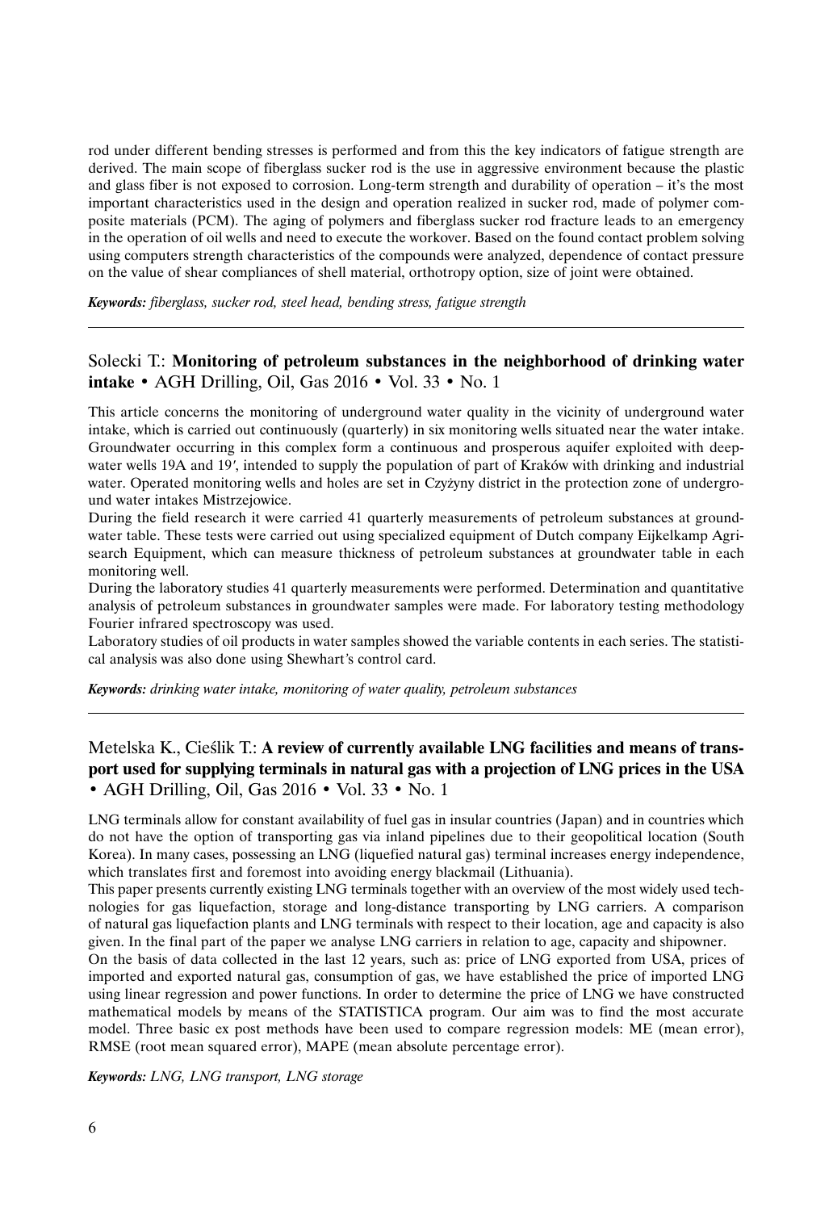rod under different bending stresses is performed and from this the key indicators of fatigue strength are derived. The main scope of fiberglass sucker rod is the use in aggressive environment because the plastic and glass fiber is not exposed to corrosion. Long-term strength and durability of operation – it's the most important characteristics used in the design and operation realized in sucker rod, made of polymer composite materials (PCM). The aging of polymers and fiberglass sucker rod fracture leads to an emergency in the operation of oil wells and need to execute the workover. Based on the found contact problem solving using computers strength characteristics of the compounds were analyzed, dependence of contact pressure on the value of shear compliances of shell material, orthotropy option, size of joint were obtained.

***Keywords:*** *fiberglass, sucker rod, steel head, bending stress, fatigue strength*

---

## Solecki T.: **Monitoring of petroleum substances in the neighborhood of drinking water intake** • AGH Drilling, Oil, Gas 2016 • Vol. 33 • No. 1

This article concerns the monitoring of underground water quality in the vicinity of underground water intake, which is carried out continuously (quarterly) in six monitoring wells situated near the water intake. Groundwater occurring in this complex form a continuous and prosperous aquifer exploited with deep-water wells 19A and 19′, intended to supply the population of part of Kraków with drinking and industrial water. Operated monitoring wells and holes are set in Czyżyny district in the protection zone of underground water intakes Mistrzejowice.

During the field research it were carried 41 quarterly measurements of petroleum substances at groundwater table. These tests were carried out using specialized equipment of Dutch company Eijkelkamp Agrisearch Equipment, which can measure thickness of petroleum substances at groundwater table in each monitoring well.

During the laboratory studies 41 quarterly measurements were performed. Determination and quantitative analysis of petroleum substances in groundwater samples were made. For laboratory testing methodology Fourier infrared spectroscopy was used.

Laboratory studies of oil products in water samples showed the variable contents in each series. The statistical analysis was also done using Shewhart's control card.

***Keywords:*** *drinking water intake, monitoring of water quality, petroleum substances*

---

## Metelska K., Cieślik T.: **A review of currently available LNG facilities and means of transport used for supplying terminals in natural gas with a projection of LNG prices in the USA** • AGH Drilling, Oil, Gas 2016 • Vol. 33 • No. 1

LNG terminals allow for constant availability of fuel gas in insular countries (Japan) and in countries which do not have the option of transporting gas via inland pipelines due to their geopolitical location (South Korea). In many cases, possessing an LNG (liquefied natural gas) terminal increases energy independence, which translates first and foremost into avoiding energy blackmail (Lithuania).

This paper presents currently existing LNG terminals together with an overview of the most widely used technologies for gas liquefaction, storage and long-distance transporting by LNG carriers. A comparison of natural gas liquefaction plants and LNG terminals with respect to their location, age and capacity is also given. In the final part of the paper we analyse LNG carriers in relation to age, capacity and shipowner.

On the basis of data collected in the last 12 years, such as: price of LNG exported from USA, prices of imported and exported natural gas, consumption of gas, we have established the price of imported LNG using linear regression and power functions. In order to determine the price of LNG we have constructed mathematical models by means of the STATISTICA program. Our aim was to find the most accurate model. Three basic ex post methods have been used to compare regression models: ME (mean error), RMSE (root mean squared error), MAPE (mean absolute percentage error).

***Keywords:*** *LNG, LNG transport, LNG storage*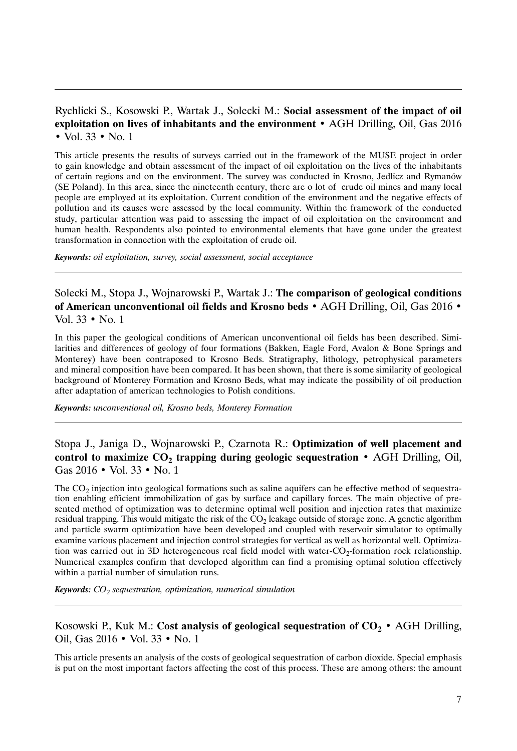Rychlicki S., Kosowski P., Wartak J., Solecki M.: **Social assessment of the impact of oil exploitation on lives of inhabitants and the environment** • AGH Drilling, Oil, Gas 2016 • Vol. 33 • No. 1

This article presents the results of surveys carried out in the framework of the MUSE project in order to gain knowledge and obtain assessment of the impact of oil exploitation on the lives of the inhabitants of certain regions and on the environment. The survey was conducted in Krosno, Jedlicz and Rymanów (SE Poland). In this area, since the nineteenth century, there are o lot of crude oil mines and many local people are employed at its exploitation. Current condition of the environment and the negative effects of pollution and its causes were assessed by the local community. Within the framework of the conducted study, particular attention was paid to assessing the impact of oil exploitation on the environment and human health. Respondents also pointed to environmental elements that have gone under the greatest transformation in connection with the exploitation of crude oil.

***Keywords:*** *oil exploitation, survey, social assessment, social acceptance*

---

Solecki M., Stopa J., Wojnarowski P., Wartak J.: **The comparison of geological conditions of American unconventional oil fields and Krosno beds** • AGH Drilling, Oil, Gas 2016 • Vol. 33 • No. 1

In this paper the geological conditions of American unconventional oil fields has been described. Similarities and differences of geology of four formations (Bakken, Eagle Ford, Avalon & Bone Springs and Monterey) have been contraposed to Krosno Beds. Stratigraphy, lithology, petrophysical parameters and mineral composition have been compared. It has been shown, that there is some similarity of geological background of Monterey Formation and Krosno Beds, what may indicate the possibility of oil production after adaptation of american technologies to Polish conditions.

***Keywords:*** *unconventional oil, Krosno beds, Monterey Formation*

---

Stopa J., Janiga D., Wojnarowski P., Czarnota R.: **Optimization of well placement and control to maximize $CO_2$ trapping during geologic sequestration** • AGH Drilling, Oil, Gas 2016 • Vol. 33 • No. 1

The $CO_2$ injection into geological formations such as saline aquifers can be effective method of sequestration enabling efficient immobilization of gas by surface and capillary forces. The main objective of presented method of optimization was to determine optimal well position and injection rates that maximize residual trapping. This would mitigate the risk of the $CO_2$ leakage outside of storage zone. A genetic algorithm and particle swarm optimization have been developed and coupled with reservoir simulator to optimally examine various placement and injection control strategies for vertical as well as horizontal well. Optimization was carried out in 3D heterogeneous real field model with water-$CO_2$-formation rock relationship. Numerical examples confirm that developed algorithm can find a promising optimal solution effectively within a partial number of simulation runs.

***Keywords:*** *$CO_2$ sequestration, optimization, numerical simulation*

---

Kosowski P., Kuk M.: **Cost analysis of geological sequestration of $CO_2$** • AGH Drilling, Oil, Gas 2016 • Vol. 33 • No. 1

This article presents an analysis of the costs of geological sequestration of carbon dioxide. Special emphasis is put on the most important factors affecting the cost of this process. These are among others: the amount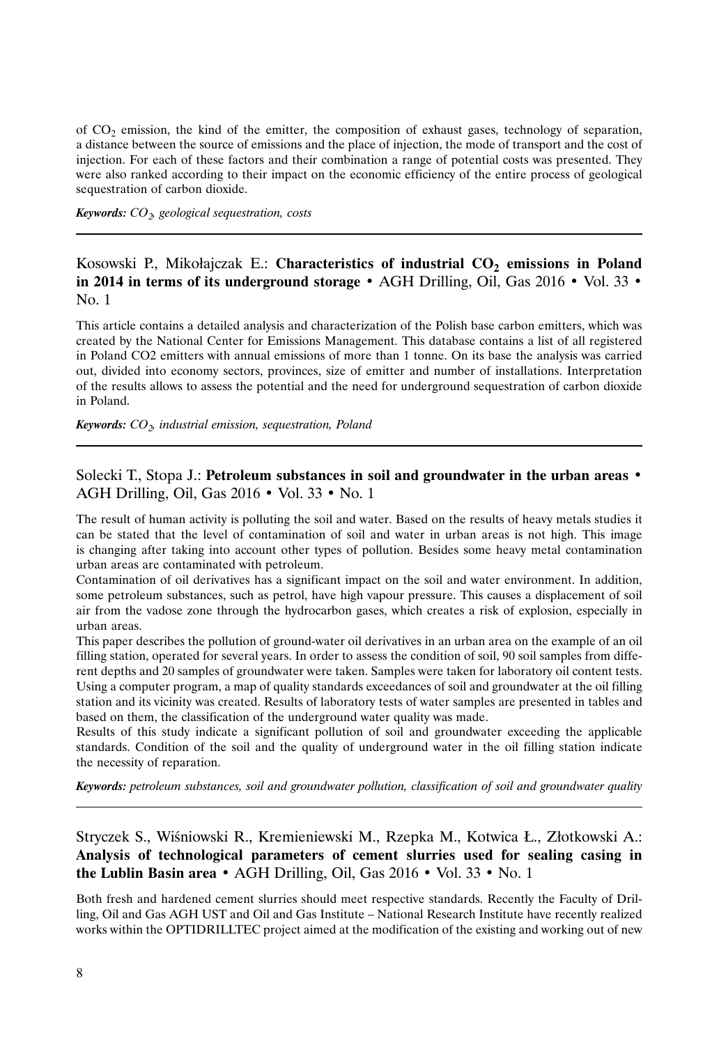of $CO_2$ emission, the kind of the emitter, the composition of exhaust gases, technology of separation, a distance between the source of emissions and the place of injection, the mode of transport and the cost of injection. For each of these factors and their combination a range of potential costs was presented. They were also ranked according to their impact on the economic efficiency of the entire process of geological sequestration of carbon dioxide.

***Keywords:*** *$CO_2$, geological sequestration, costs*

---

Kosowski P., Mikołajczak E.: **Characteristics of industrial $CO_2$ emissions in Poland in 2014 in terms of its underground storage** • AGH Drilling, Oil, Gas 2016 • Vol. 33 • No. 1

This article contains a detailed analysis and characterization of the Polish base carbon emitters, which was created by the National Center for Emissions Management. This database contains a list of all registered in Poland CO2 emitters with annual emissions of more than 1 tonne. On its base the analysis was carried out, divided into economy sectors, provinces, size of emitter and number of installations. Interpretation of the results allows to assess the potential and the need for underground sequestration of carbon dioxide in Poland.

***Keywords:*** *$CO_2$, industrial emission, sequestration, Poland*

---

Solecki T., Stopa J.: **Petroleum substances in soil and groundwater in the urban areas** • AGH Drilling, Oil, Gas 2016 • Vol. 33 • No. 1

The result of human activity is polluting the soil and water. Based on the results of heavy metals studies it can be stated that the level of contamination of soil and water in urban areas is not high. This image is changing after taking into account other types of pollution. Besides some heavy metal contamination urban areas are contaminated with petroleum.

Contamination of oil derivatives has a significant impact on the soil and water environment. In addition, some petroleum substances, such as petrol, have high vapour pressure. This causes a displacement of soil air from the vadose zone through the hydrocarbon gases, which creates a risk of explosion, especially in urban areas.

This paper describes the pollution of ground-water oil derivatives in an urban area on the example of an oil filling station, operated for several years. In order to assess the condition of soil, 90 soil samples from different depths and 20 samples of groundwater were taken. Samples were taken for laboratory oil content tests. Using a computer program, a map of quality standards exceedances of soil and groundwater at the oil filling station and its vicinity was created. Results of laboratory tests of water samples are presented in tables and based on them, the classification of the underground water quality was made.

Results of this study indicate a significant pollution of soil and groundwater exceeding the applicable standards. Condition of the soil and the quality of underground water in the oil filling station indicate the necessity of reparation.

***Keywords:*** *petroleum substances, soil and groundwater pollution, classification of soil and groundwater quality*

---

Stryczek S., Wiśniowski R., Kremieniewski M., Rzepka M., Kotwica Ł., Złotkowski A.: **Analysis of technological parameters of cement slurries used for sealing casing in the Lublin Basin area** • AGH Drilling, Oil, Gas 2016 • Vol. 33 • No. 1

Both fresh and hardened cement slurries should meet respective standards. Recently the Faculty of Drilling, Oil and Gas AGH UST and Oil and Gas Institute – National Research Institute have recently realized works within the OPTIDRILLTEC project aimed at the modification of the existing and working out of new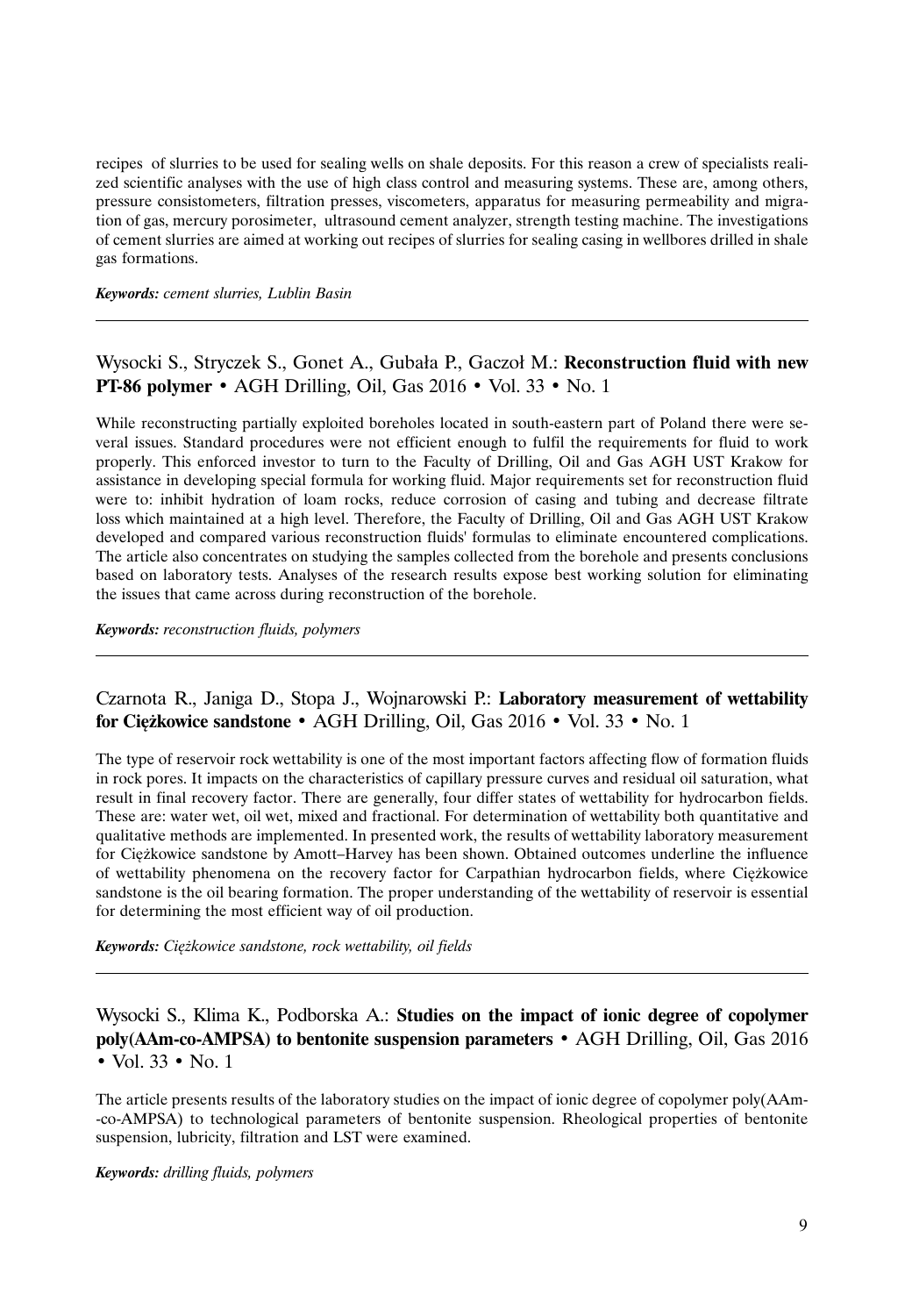recipes of slurries to be used for sealing wells on shale deposits. For this reason a crew of specialists realized scientific analyses with the use of high class control and measuring systems. These are, among others, pressure consistometers, filtration presses, viscometers, apparatus for measuring permeability and migration of gas, mercury porosimeter, ultrasound cement analyzer, strength testing machine. The investigations of cement slurries are aimed at working out recipes of slurries for sealing casing in wellbores drilled in shale gas formations.

***Keywords:*** *cement slurries, Lublin Basin*

---

Wysocki S., Stryczek S., Gonet A., Gubała P., Gaczoł M.: **Reconstruction fluid with new PT-86 polymer** • AGH Drilling, Oil, Gas 2016 • Vol. 33 • No. 1

While reconstructing partially exploited boreholes located in south-eastern part of Poland there were several issues. Standard procedures were not efficient enough to fulfil the requirements for fluid to work properly. This enforced investor to turn to the Faculty of Drilling, Oil and Gas AGH UST Krakow for assistance in developing special formula for working fluid. Major requirements set for reconstruction fluid were to: inhibit hydration of loam rocks, reduce corrosion of casing and tubing and decrease filtrate loss which maintained at a high level. Therefore, the Faculty of Drilling, Oil and Gas AGH UST Krakow developed and compared various reconstruction fluids' formulas to eliminate encountered complications. The article also concentrates on studying the samples collected from the borehole and presents conclusions based on laboratory tests. Analyses of the research results expose best working solution for eliminating the issues that came across during reconstruction of the borehole.

***Keywords:*** *reconstruction fluids, polymers*

---

Czarnota R., Janiga D., Stopa J., Wojnarowski P.: **Laboratory measurement of wettability for Ciężkowice sandstone** • AGH Drilling, Oil, Gas 2016 • Vol. 33 • No. 1

The type of reservoir rock wettability is one of the most important factors affecting flow of formation fluids in rock pores. It impacts on the characteristics of capillary pressure curves and residual oil saturation, what result in final recovery factor. There are generally, four differ states of wettability for hydrocarbon fields. These are: water wet, oil wet, mixed and fractional. For determination of wettability both quantitative and qualitative methods are implemented. In presented work, the results of wettability laboratory measurement for Ciężkowice sandstone by Amott–Harvey has been shown. Obtained outcomes underline the influence of wettability phenomena on the recovery factor for Carpathian hydrocarbon fields, where Ciężkowice sandstone is the oil bearing formation. The proper understanding of the wettability of reservoir is essential for determining the most efficient way of oil production.

***Keywords:*** *Ciężkowice sandstone, rock wettability, oil fields*

---

Wysocki S., Klima K., Podborska A.: **Studies on the impact of ionic degree of copolymer poly(AAm-co-AMPSA) to bentonite suspension parameters** • AGH Drilling, Oil, Gas 2016 • Vol. 33 • No. 1

The article presents results of the laboratory studies on the impact of ionic degree of copolymer poly(AAm-co-AMPSA) to technological parameters of bentonite suspension. Rheological properties of bentonite suspension, lubricity, filtration and LST were examined.

***Keywords:*** *drilling fluids, polymers*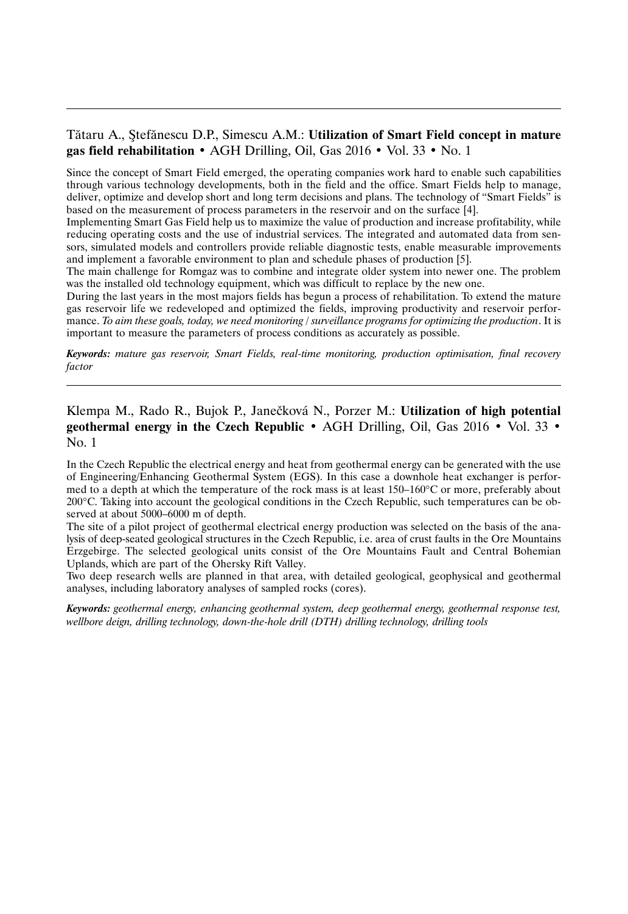Tătaru A., Ştefănescu D.P., Simescu A.M.: **Utilization of Smart Field concept in mature gas field rehabilitation** • AGH Drilling, Oil, Gas 2016 • Vol. 33 • No. 1

Since the concept of Smart Field emerged, the operating companies work hard to enable such capabilities through various technology developments, both in the field and the office. Smart Fields help to manage, deliver, optimize and develop short and long term decisions and plans. The technology of "Smart Fields" is based on the measurement of process parameters in the reservoir and on the surface [4].

Implementing Smart Gas Field help us to maximize the value of production and increase profitability, while reducing operating costs and the use of industrial services. The integrated and automated data from sensors, simulated models and controllers provide reliable diagnostic tests, enable measurable improvements and implement a favorable environment to plan and schedule phases of production [5].

The main challenge for Romgaz was to combine and integrate older system into newer one. The problem was the installed old technology equipment, which was difficult to replace by the new one.

During the last years in the most majors fields has begun a process of rehabilitation. To extend the mature gas reservoir life we redeveloped and optimized the fields, improving productivity and reservoir performance. *To aim these goals, today, we need monitoring / surveillance programs for optimizing the production*. It is important to measure the parameters of process conditions as accurately as possible.

***Keywords:*** *mature gas reservoir, Smart Fields, real-time monitoring, production optimisation, final recovery factor*

---

Klempa M., Rado R., Bujok P., Janečková N., Porzer M.: **Utilization of high potential geothermal energy in the Czech Republic** • AGH Drilling, Oil, Gas 2016 • Vol. 33 • No. 1

In the Czech Republic the electrical energy and heat from geothermal energy can be generated with the use of Engineering/Enhancing Geothermal System (EGS). In this case a downhole heat exchanger is performed to a depth at which the temperature of the rock mass is at least 150–160°C or more, preferably about 200°C. Taking into account the geological conditions in the Czech Republic, such temperatures can be observed at about 5000–6000 m of depth.

The site of a pilot project of geothermal electrical energy production was selected on the basis of the analysis of deep-seated geological structures in the Czech Republic, i.e. area of crust faults in the Ore Mountains Erzgebirge. The selected geological units consist of the Ore Mountains Fault and Central Bohemian Uplands, which are part of the Ohersky Rift Valley.

Two deep research wells are planned in that area, with detailed geological, geophysical and geothermal analyses, including laboratory analyses of sampled rocks (cores).

***Keywords:*** *geothermal energy, enhancing geothermal system, deep geothermal energy, geothermal response test, wellbore deign, drilling technology, down-the-hole drill (DTH) drilling technology, drilling tools*